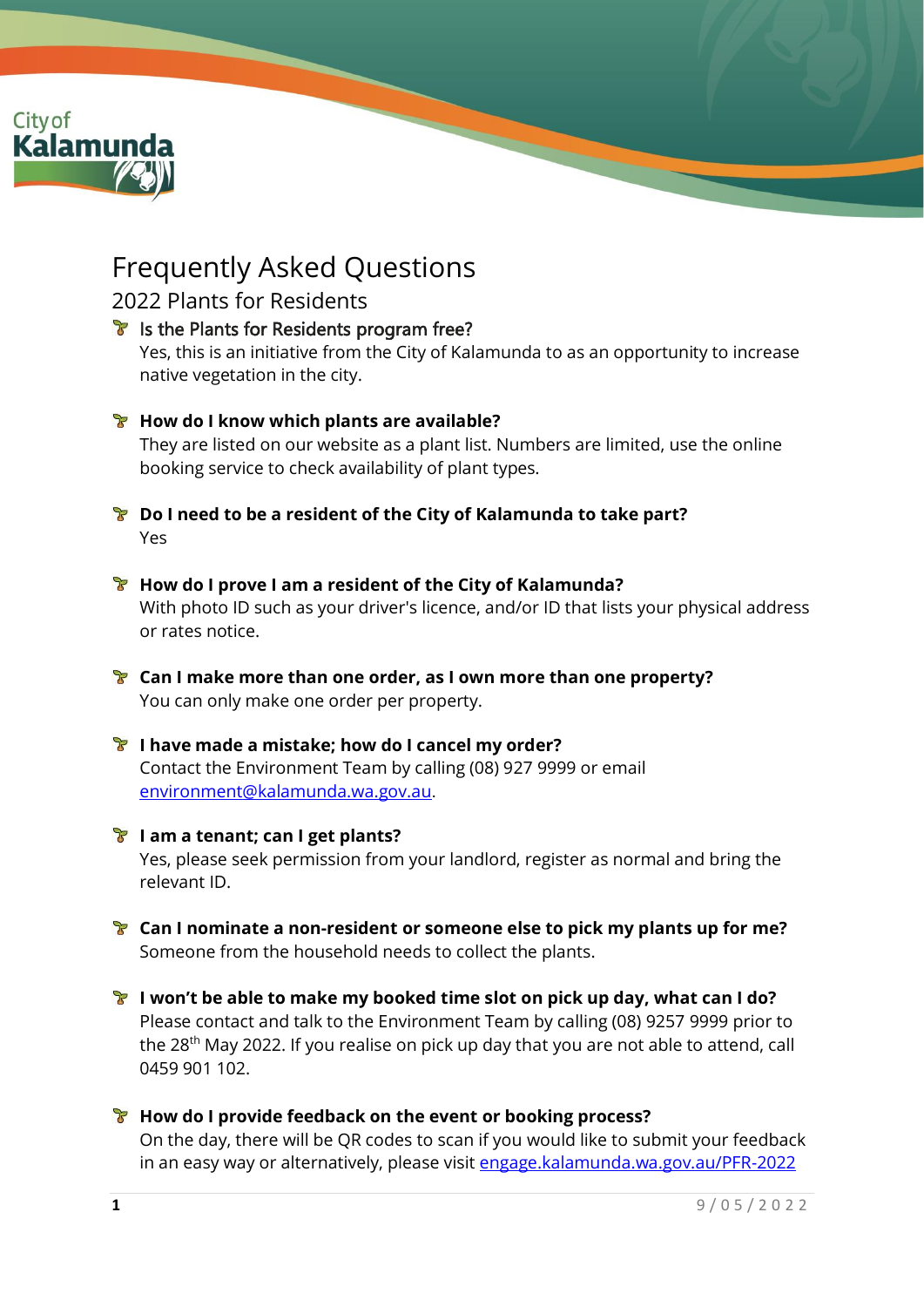# Frequently Asked Questions

## 2022 Plants for Residents

- **Is the Plants for Residents program free?**
  Yes, this is an initiative from the City of Kalamunda to as an opportunity to increase native vegetation in the city.

- **How do I know which plants are available?**
  They are listed on our website as a plant list. Numbers are limited, use the online booking service to check availability of plant types.

- **Do I need to be a resident of the City of Kalamunda to take part?**
  Yes

- **How do I prove I am a resident of the City of Kalamunda?**
  With photo ID such as your driver's licence, and/or ID that lists your physical address or rates notice.

- **Can I make more than one order, as I own more than one property?**
  You can only make one order per property.

- **I have made a mistake; how do I cancel my order?**
  Contact the Environment Team by calling (08) 927 9999 or email [environment@kalamunda.wa.gov.au](mailto:environment@kalamunda.wa.gov.au).

- **I am a tenant; can I get plants?**
  Yes, please seek permission from your landlord, register as normal and bring the relevant ID.

- **Can I nominate a non-resident or someone else to pick my plants up for me?**
  Someone from the household needs to collect the plants.

- **I won't be able to make my booked time slot on pick up day, what can I do?**
  Please contact and talk to the Environment Team by calling (08) 9257 9999 prior to the 28th May 2022. If you realise on pick up day that you are not able to attend, call 0459 901 102.

- **How do I provide feedback on the event or booking process?**
  On the day, there will be QR codes to scan if you would like to submit your feedback in an easy way or alternatively, please visit [engage.kalamunda.wa.gov.au/PFR-2022](https://engage.kalamunda.wa.gov.au/PFR-2022)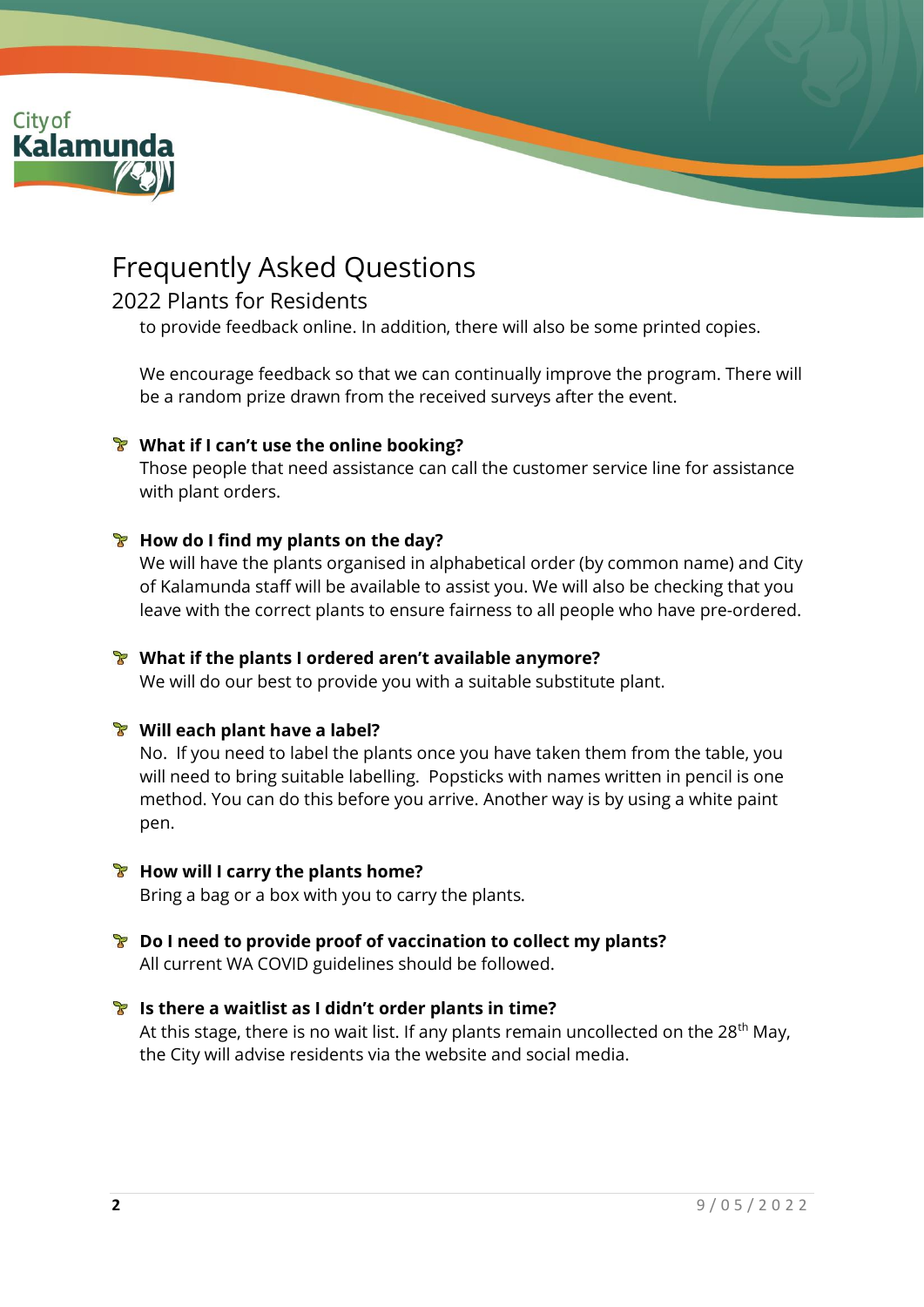to provide feedback online. In addition, there will also be some printed copies.

We encourage feedback so that we can continually improve the program. There will be a random prize drawn from the received surveys after the event.

**What if I can't use the online booking?**

Those people that need assistance can call the customer service line for assistance with plant orders.

**How do I find my plants on the day?**

We will have the plants organised in alphabetical order (by common name) and City of Kalamunda staff will be available to assist you. We will also be checking that you leave with the correct plants to ensure fairness to all people who have pre-ordered.

**What if the plants I ordered aren't available anymore?**

We will do our best to provide you with a suitable substitute plant.

**Will each plant have a label?**

No. If you need to label the plants once you have taken them from the table, you will need to bring suitable labelling. Popsticks with names written in pencil is one method. You can do this before you arrive. Another way is by using a white paint pen.

**How will I carry the plants home?**

Bring a bag or a box with you to carry the plants.

**Do I need to provide proof of vaccination to collect my plants?**

All current WA COVID guidelines should be followed.

**Is there a waitlist as I didn't order plants in time?**

At this stage, there is no wait list. If any plants remain uncollected on the 28th May, the City will advise residents via the website and social media.